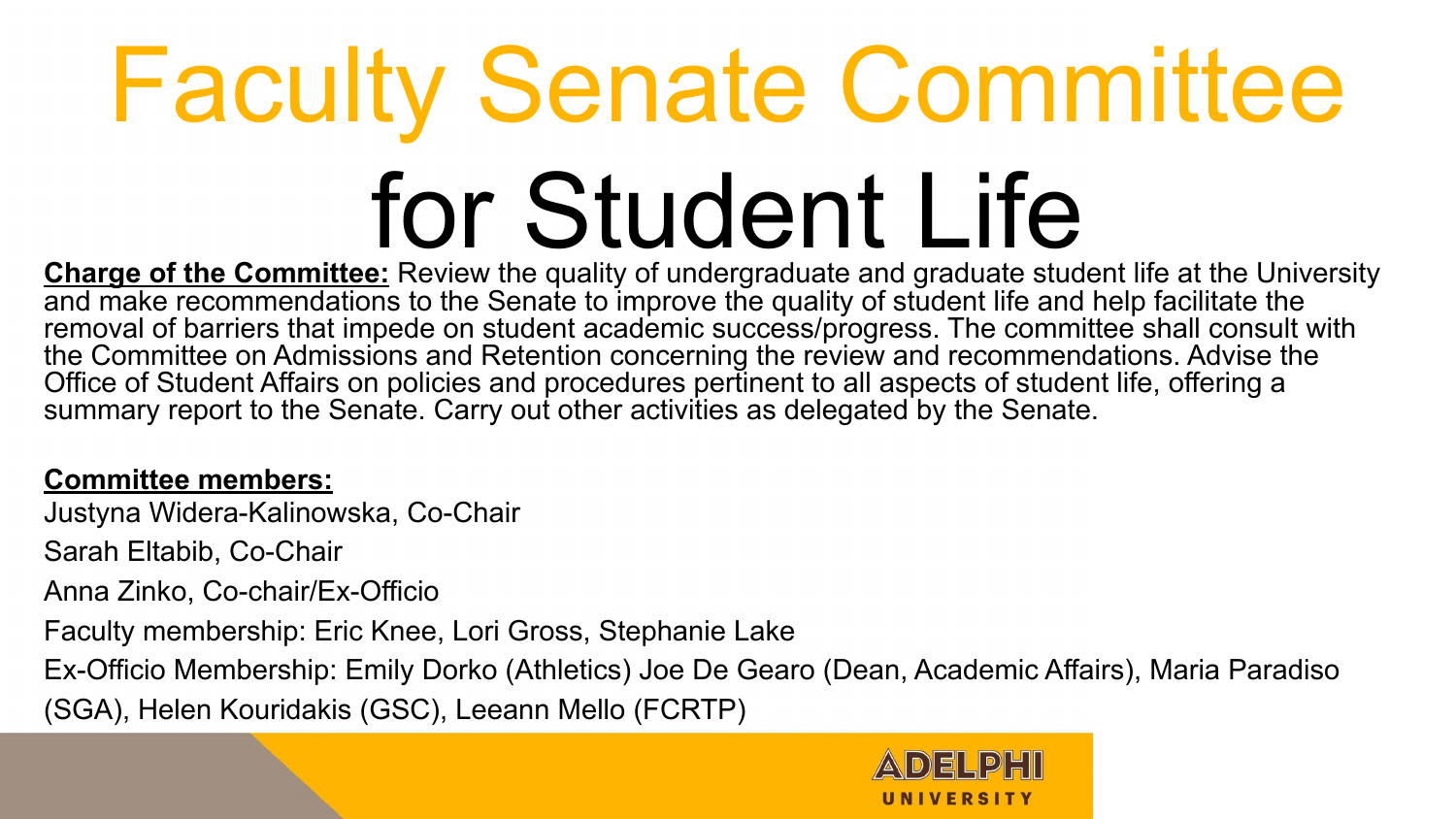# Faculty Senate Committee for Student Life

**Charge of the Committee:** Review the quality of undergraduate and graduate student life at the University and make recommendations to the Senate to improve the quality of student life and help facilitate the removal of barriers that impede on student academic success/progress. The committee shall consult with the Committee on Admissions and Retention concerning the review and recommendations. Advise the Office of Student Affairs on policies and procedures pertinent to all aspects of student life, offering a summary report to the Senate. Carry out other activities as delegated by the Senate.

**Committee members:**

Justyna Widera-Kalinowska, Co-Chair

Sarah Eltabib, Co-Chair

Anna Zinko, Co-chair/Ex-Officio

Faculty membership: Eric Knee, Lori Gross, Stephanie Lake

Ex-Officio Membership: Emily Dorko (Athletics) Joe De Gearo (Dean, Academic Affairs), Maria Paradiso (SGA), Helen Kouridakis (GSC), Leeann Mello (FCRTP)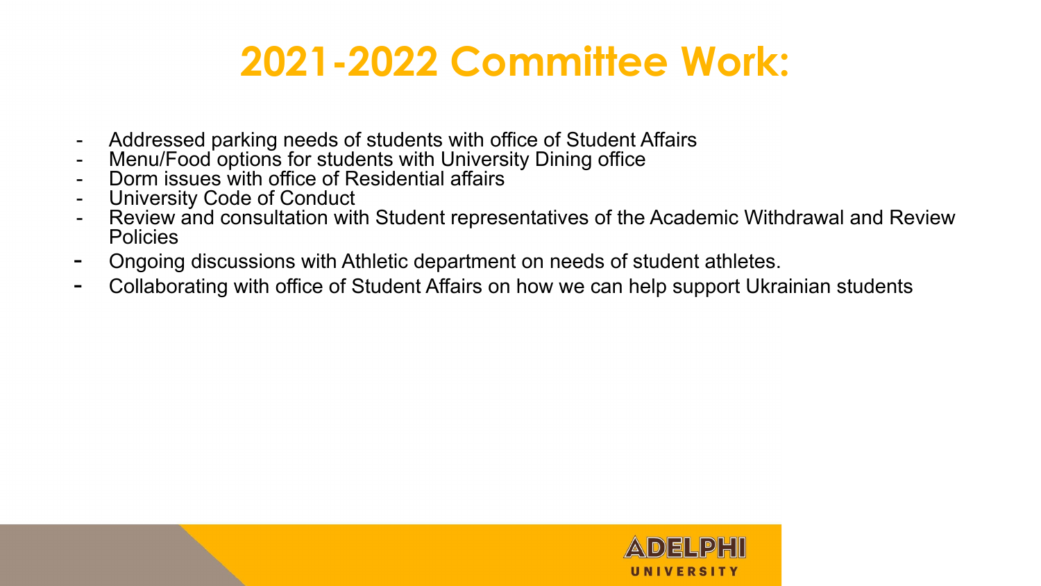# 2021-2022 Committee Work:

- Addressed parking needs of students with office of Student Affairs
- Menu/Food options for students with University Dining office
- Dorm issues with office of Residential affairs
- University Code of Conduct
- Review and consultation with Student representatives of the Academic Withdrawal and Review Policies
- Ongoing discussions with Athletic department on needs of student athletes.
- Collaborating with office of Student Affairs on how we can help support Ukrainian students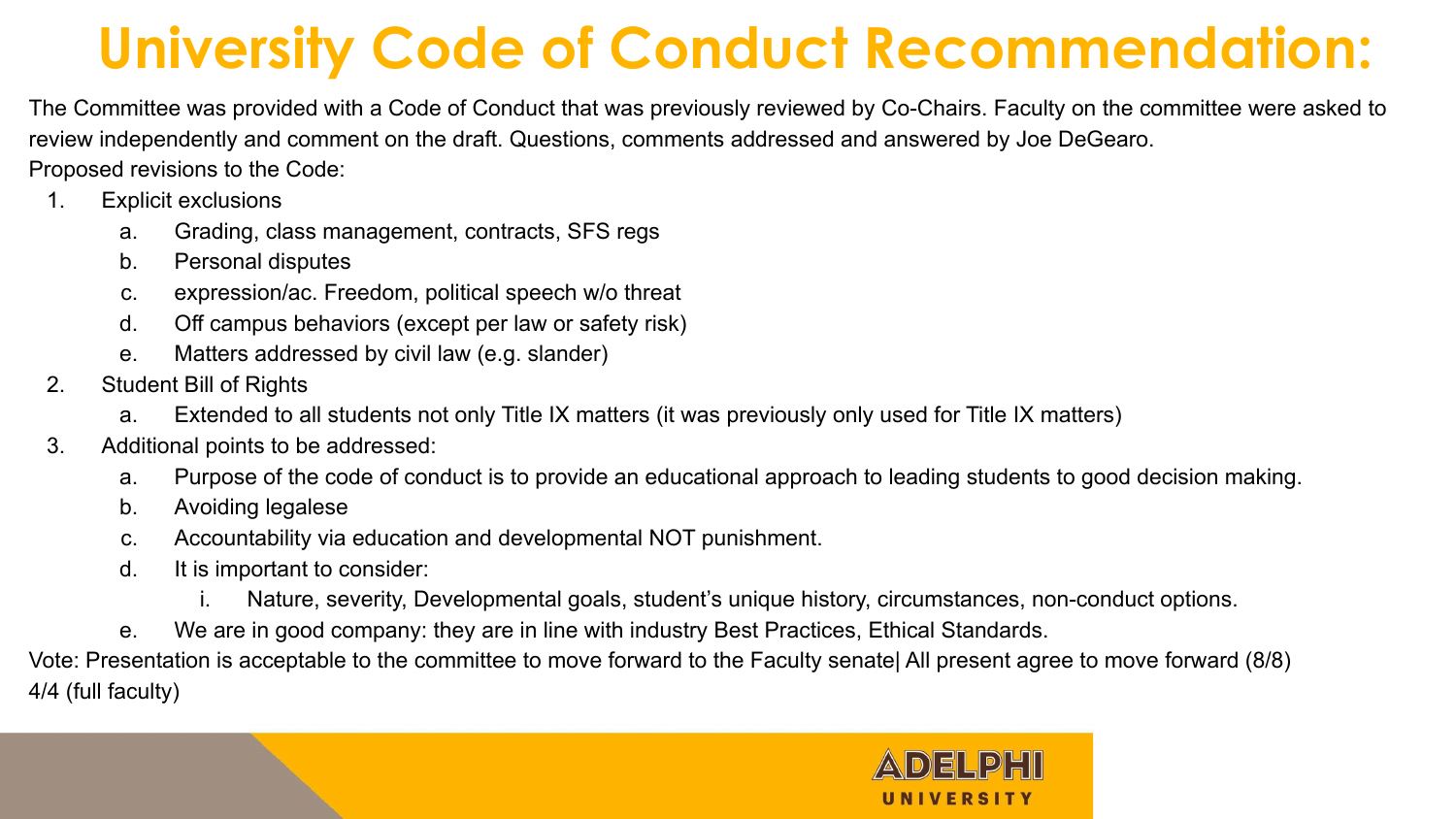# University Code of Conduct Recommendation:

The Committee was provided with a Code of Conduct that was previously reviewed by Co-Chairs. Faculty on the committee were asked to review independently and comment on the draft. Questions, comments addressed and answered by Joe DeGearo.

Proposed revisions to the Code:

1. Explicit exclusions
   a. Grading, class management, contracts, SFS regs
   b. Personal disputes
   c. expression/ac. Freedom, political speech w/o threat
   d. Off campus behaviors (except per law or safety risk)
   e. Matters addressed by civil law (e.g. slander)
2. Student Bill of Rights
   a. Extended to all students not only Title IX matters (it was previously only used for Title IX matters)
3. Additional points to be addressed:
   a. Purpose of the code of conduct is to provide an educational approach to leading students to good decision making.
   b. Avoiding legalese
   c. Accountability via education and developmental NOT punishment.
   d. It is important to consider:
      i. Nature, severity, Developmental goals, student's unique history, circumstances, non-conduct options.
   e. We are in good company: they are in line with industry Best Practices, Ethical Standards.

Vote: Presentation is acceptable to the committee to move forward to the Faculty senate| All present agree to move forward (8/8)
4/4 (full faculty)

ADELPHI UNIVERSITY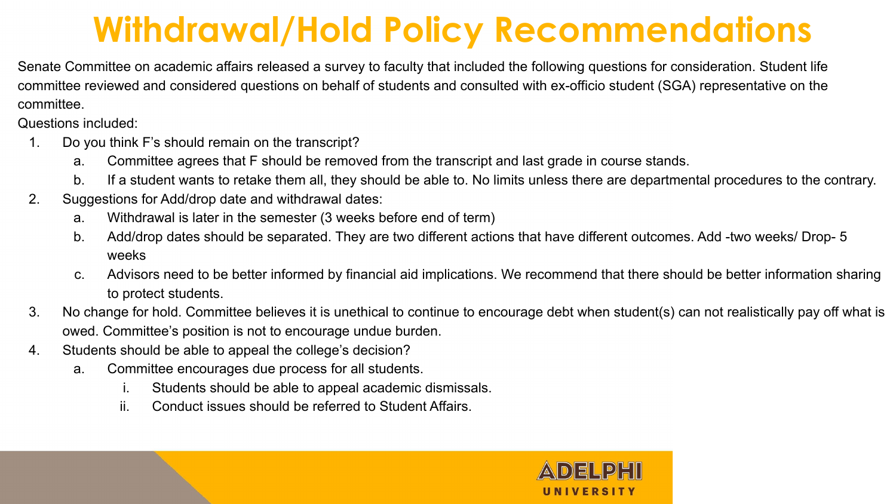# Withdrawal/Hold Policy Recommendations

Senate Committee on academic affairs released a survey to faculty that included the following questions for consideration. Student life committee reviewed and considered questions on behalf of students and consulted with ex-officio student (SGA) representative on the committee.

Questions included:

1. Do you think F's should remain on the transcript?
   a. Committee agrees that F should be removed from the transcript and last grade in course stands.
   b. If a student wants to retake them all, they should be able to. No limits unless there are departmental procedures to the contrary.
2. Suggestions for Add/drop date and withdrawal dates:
   a. Withdrawal is later in the semester (3 weeks before end of term)
   b. Add/drop dates should be separated. They are two different actions that have different outcomes. Add -two weeks/ Drop- 5 weeks
   c. Advisors need to be better informed by financial aid implications. We recommend that there should be better information sharing to protect students.
3. No change for hold. Committee believes it is unethical to continue to encourage debt when student(s) can not realistically pay off what is owed. Committee's position is not to encourage undue burden.
4. Students should be able to appeal the college's decision?
   a. Committee encourages due process for all students.
      i. Students should be able to appeal academic dismissals.
      ii. Conduct issues should be referred to Student Affairs.

ADELPHI UNIVERSITY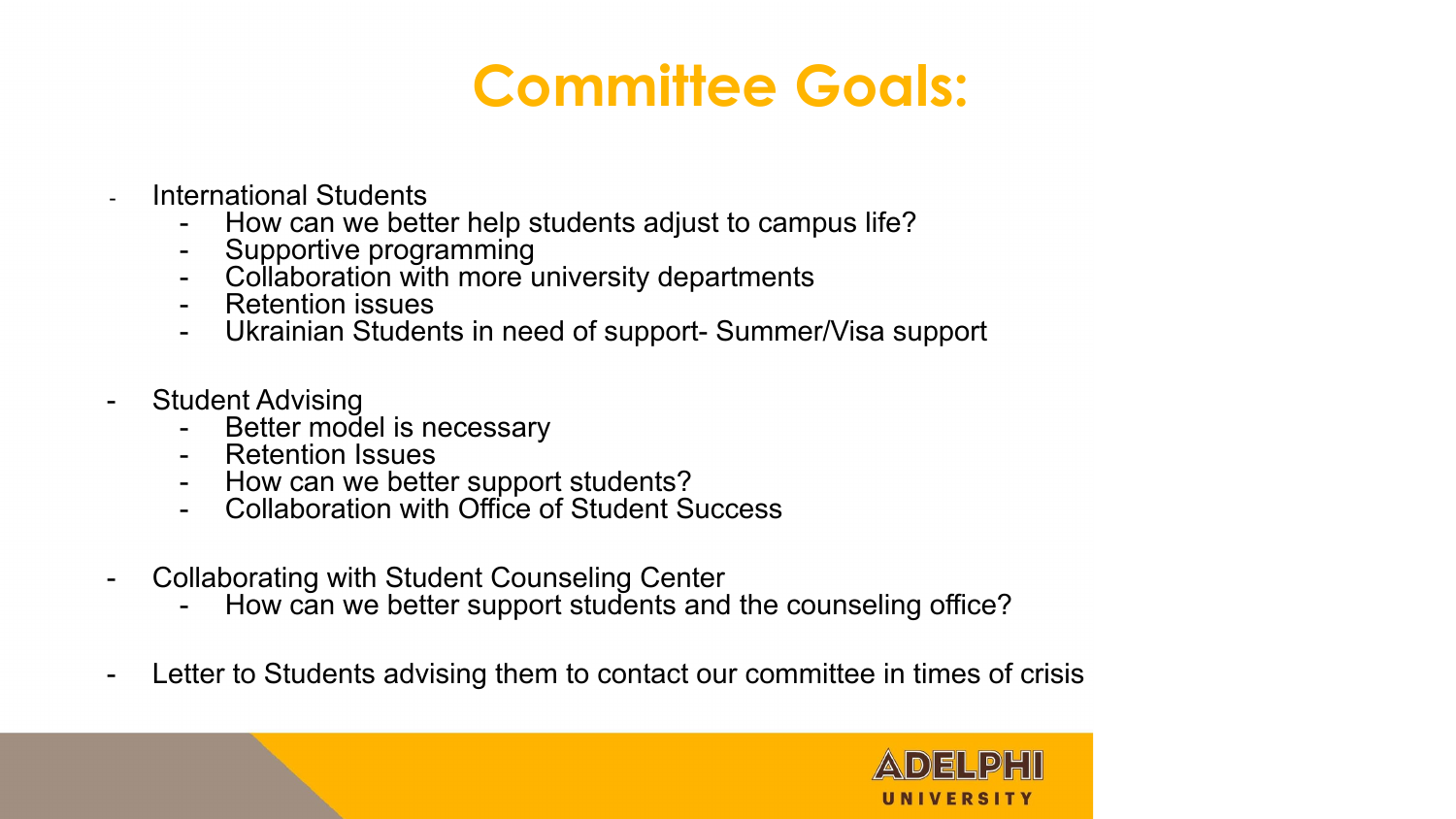# Committee Goals:

- International Students
  - How can we better help students adjust to campus life?
  - Supportive programming
  - Collaboration with more university departments
  - Retention issues
  - Ukrainian Students in need of support- Summer/Visa support

- Student Advising
  - Better model is necessary
  - Retention Issues
  - How can we better support students?
  - Collaboration with Office of Student Success

- Collaborating with Student Counseling Center
  - How can we better support students and the counseling office?

- Letter to Students advising them to contact our committee in times of crisis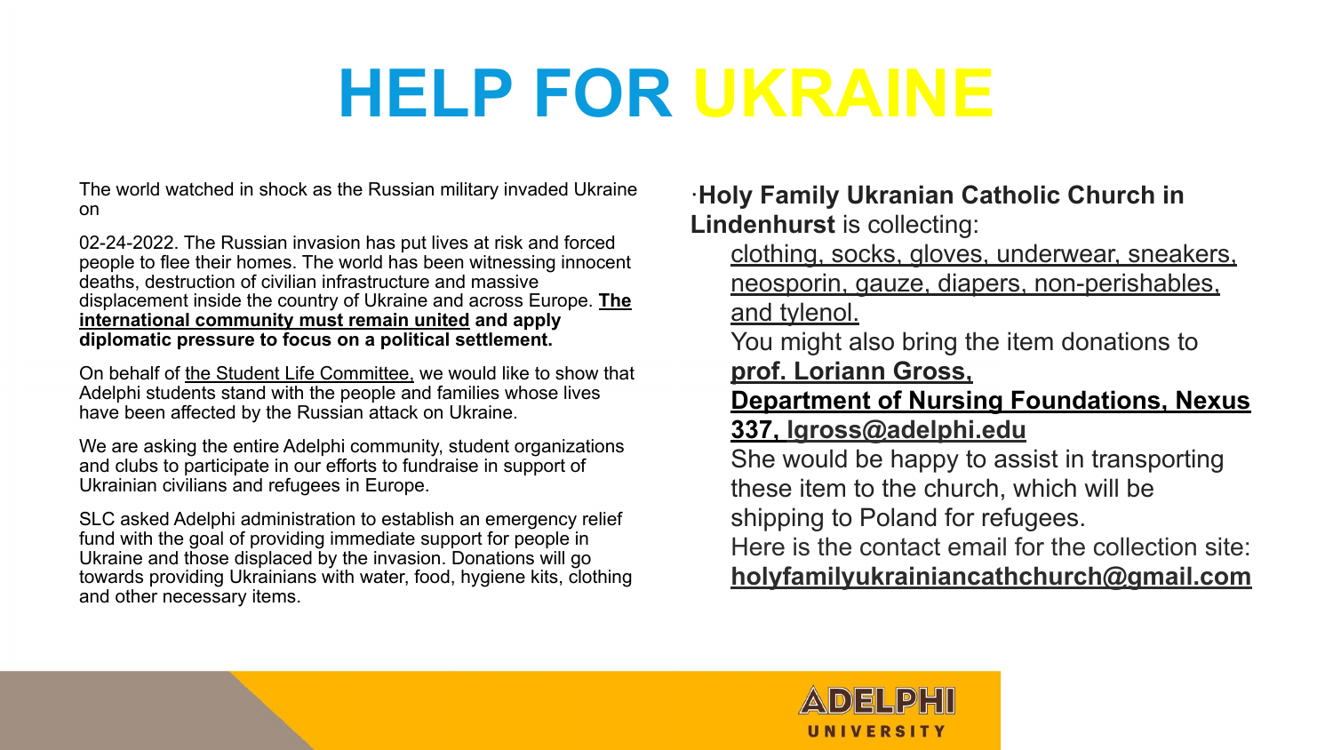# HELP FOR UKRAINE

The world watched in shock as the Russian military invaded Ukraine on

02-24-2022. The Russian invasion has put lives at risk and forced people to flee their homes. The world has been witnessing innocent deaths, destruction of civilian infrastructure and massive displacement inside the country of Ukraine and across Europe. **The international community must remain united and apply diplomatic pressure to focus on a political settlement.**

On behalf of the Student Life Committee, we would like to show that Adelphi students stand with the people and families whose lives have been affected by the Russian attack on Ukraine.

We are asking the entire Adelphi community, student organizations and clubs to participate in our efforts to fundraise in support of Ukrainian civilians and refugees in Europe.

SLC asked Adelphi administration to establish an emergency relief fund with the goal of providing immediate support for people in Ukraine and those displaced by the invasion. Donations will go towards providing Ukrainians with water, food, hygiene kits, clothing and other necessary items.

·**Holy Family Ukranian Catholic Church in Lindenhurst** is collecting:

clothing, socks, gloves, underwear, sneakers, neosporin, gauze, diapers, non-perishables, and tylenol.

You might also bring the item donations to **prof. Loriann Gross, Department of Nursing Foundations, Nexus 337, lgross@adelphi.edu**

She would be happy to assist in transporting these item to the church, which will be shipping to Poland for refugees.

Here is the contact email for the collection site: **holyfamilyukrainiancathchurch@gmail.com**

ADELPHI UNIVERSITY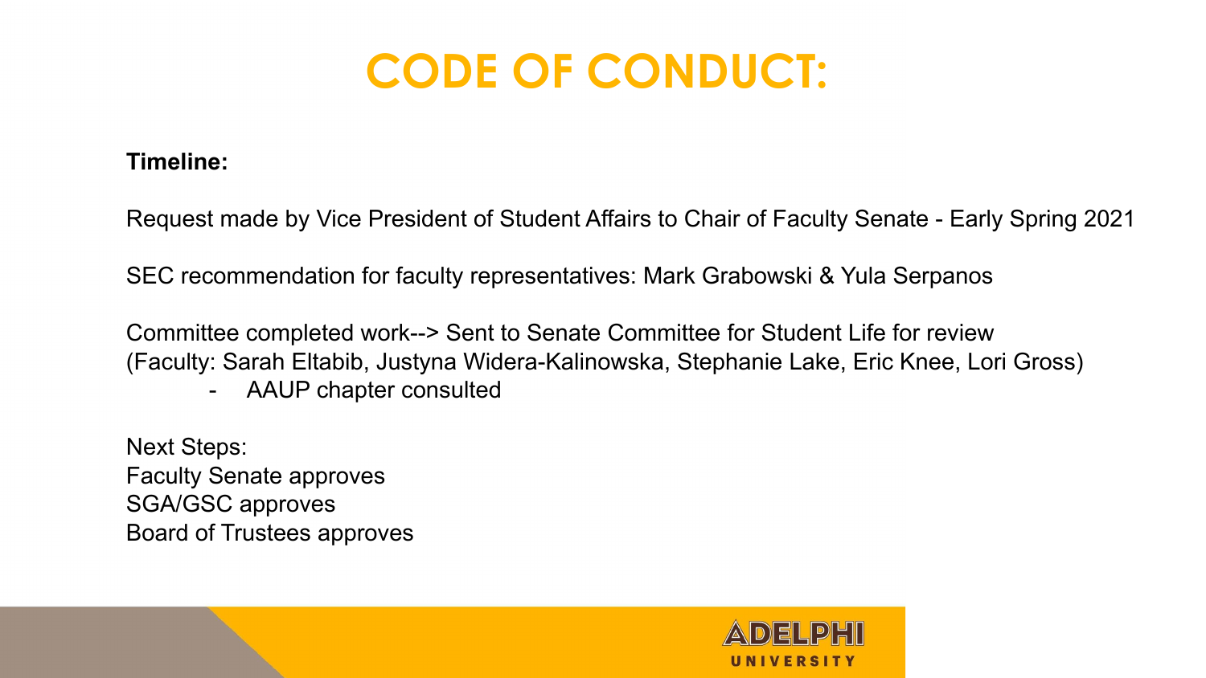# CODE OF CONDUCT:

**Timeline:**

Request made by Vice President of Student Affairs to Chair of Faculty Senate - Early Spring 2021

SEC recommendation for faculty representatives: Mark Grabowski & Yula Serpanos

Committee completed work--> Sent to Senate Committee for Student Life for review
(Faculty: Sarah Eltabib, Justyna Widera-Kalinowska, Stephanie Lake, Eric Knee, Lori Gross)

- AAUP chapter consulted

Next Steps:
Faculty Senate approves
SGA/GSC approves
Board of Trustees approves

ADELPHI UNIVERSITY